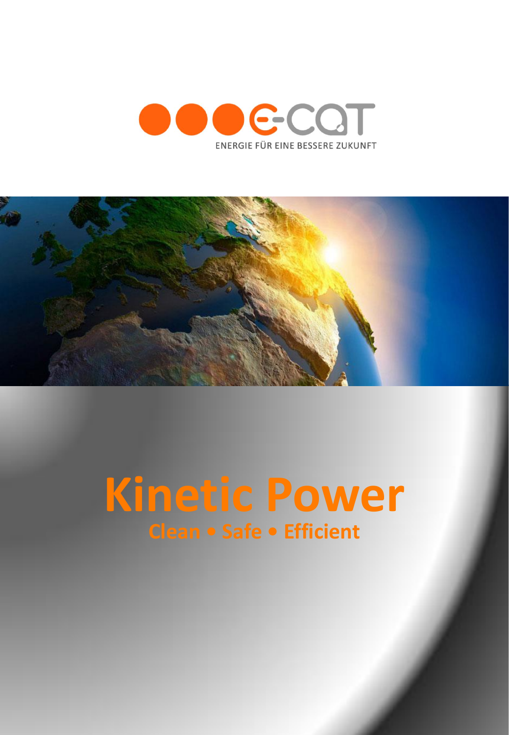E-CAT

ENERGIE FÜR EINE BESSERE ZUKUNFT

# Kinetic Power

**Clean • Safe • Efficient**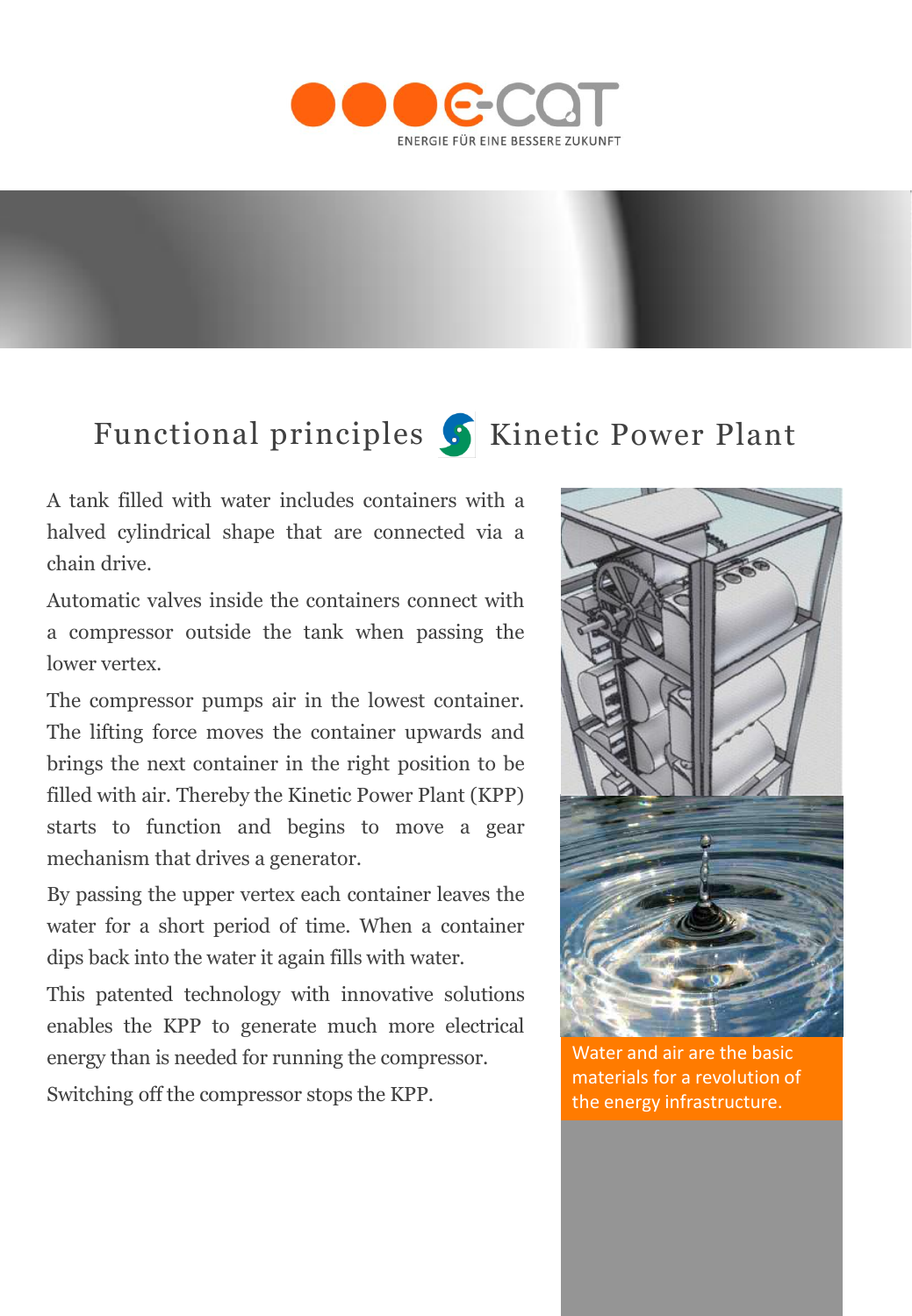ENERGIE FÜR EINE BESSERE ZUKUNFT

# Functional principles Kinetic Power Plant

A tank filled with water includes containers with a halved cylindrical shape that are connected via a chain drive.

Automatic valves inside the containers connect with a compressor outside the tank when passing the lower vertex.

The compressor pumps air in the lowest container. The lifting force moves the container upwards and brings the next container in the right position to be filled with air. Thereby the Kinetic Power Plant (KPP) starts to function and begins to move a gear mechanism that drives a generator.

By passing the upper vertex each container leaves the water for a short period of time. When a container dips back into the water it again fills with water.

This patented technology with innovative solutions enables the KPP to generate much more electrical energy than is needed for running the compressor.

Switching off the compressor stops the KPP.

Water and air are the basic materials for a revolution of the energy infrastructure.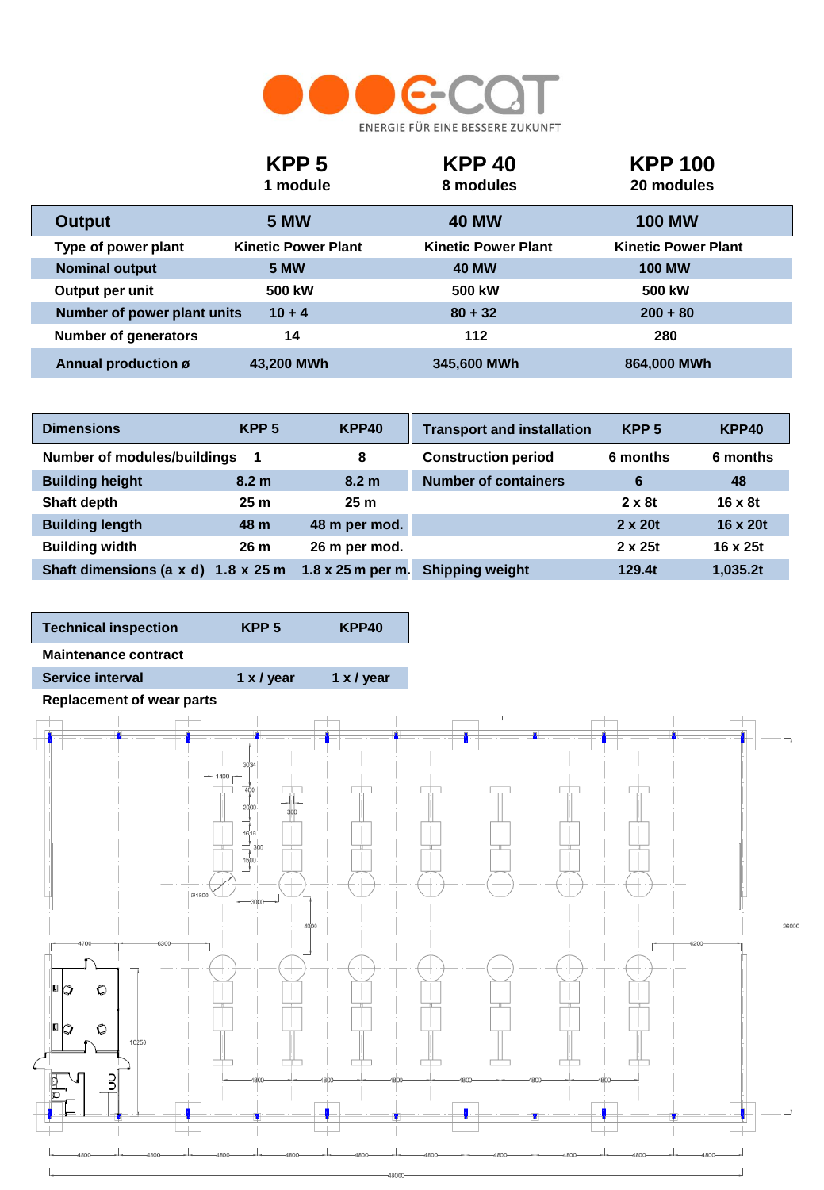**e-CAT**

ENERGIE FÜR EINE BESSERE ZUKUNFT

| | KPP 5<br>1 module | KPP 40<br>8 modules | KPP 100<br>20 modules |
|---|---|---|---|
| **Output** | **5 MW** | **40 MW** | **100 MW** |
| Type of power plant | Kinetic Power Plant | Kinetic Power Plant | Kinetic Power Plant |
| Nominal output | 5 MW | 40 MW | 100 MW |
| Output per unit | 500 kW | 500 kW | 500 kW |
| Number of power plant units | 10 + 4 | 80 + 32 | 200 + 80 |
| Number of generators | 14 | 112 | 280 |
| Annual production ø | 43,200 MWh | 345,600 MWh | 864,000 MWh |

| Dimensions | KPP 5 | KPP40 |
|---|---|---|
| Number of modules/buildings | 1 | 8 |
| Building height | 8.2 m | 8.2 m |
| Shaft depth | 25 m | 25 m |
| Building length | 48 m | 48 m per mod. |
| Building width | 26 m | 26 m per mod. |
| Shaft dimensions (a x d) | 1.8 x 25 m | 1.8 x 25 m per m. |

| Transport and installation | KPP 5 | KPP40 |
|---|---|---|
| Construction period | 6 months | 6 months |
| Number of containers | 6 | 48 |
| | 2 x 8t | 16 x 8t |
| | 2 x 20t | 16 x 20t |
| | 2 x 25t | 16 x 25t |
| Shipping weight | 129.4t | 1,035.2t |

| Technical inspection | KPP 5 | KPP40 |
|---|---|---|
| Maintenance contract | | |
| Service interval | 1 x / year | 1 x / year |
| Replacement of wear parts | | |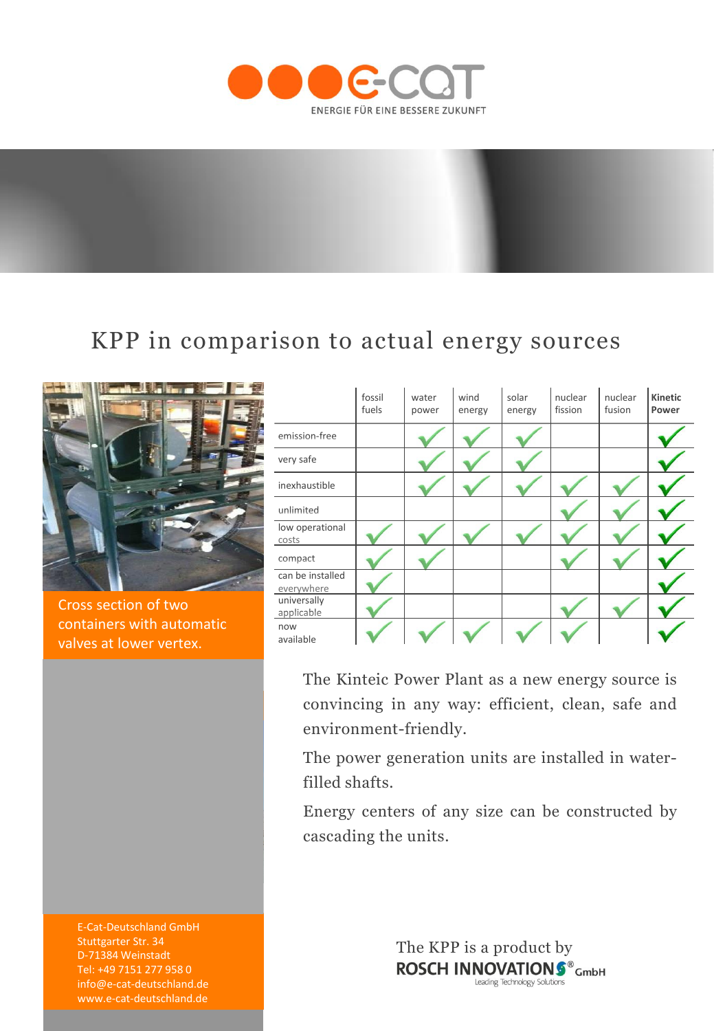ENERGIE FÜR EINE BESSERE ZUKUNFT

# KPP in comparison to actual energy sources

Cross section of two containers with automatic valves at lower vertex.

| | fossil fuels | water power | wind energy | solar energy | nuclear fission | nuclear fusion | **Kinetic Power** |
|---|---|---|---|---|---|---|---|
| emission-free | | ✓ | ✓ | ✓ | | | ✓ |
| very safe | | ✓ | ✓ | ✓ | | | ✓ |
| inexhaustible | | ✓ | ✓ | ✓ | ✓ | ✓ | ✓ |
| unlimited | | | | | ✓ | ✓ | ✓ |
| low operational costs | ✓ | ✓ | ✓ | ✓ | ✓ | ✓ | ✓ |
| compact | ✓ | ✓ | | | ✓ | ✓ | ✓ |
| can be installed everywhere | ✓ | | | | | | ✓ |
| universally applicable | ✓ | | | | ✓ | ✓ | ✓ |
| now available | ✓ | ✓ | ✓ | ✓ | ✓ | | ✓ |

The Kinteic Power Plant as a new energy source is convincing in any way: efficient, clean, safe and environment-friendly.

The power generation units are installed in water-filled shafts.

Energy centers of any size can be constructed by cascading the units.

E-Cat-Deutschland GmbH
Stuttgarter Str. 34
D-71384 Weinstadt
Tel: +49 7151 277 958 0
info@e-cat-deutschland.de
www.e-cat-deutschland.de

The KPP is a product by
ROSCH INNOVATIONS® GmbH
Leading Technology Solutions